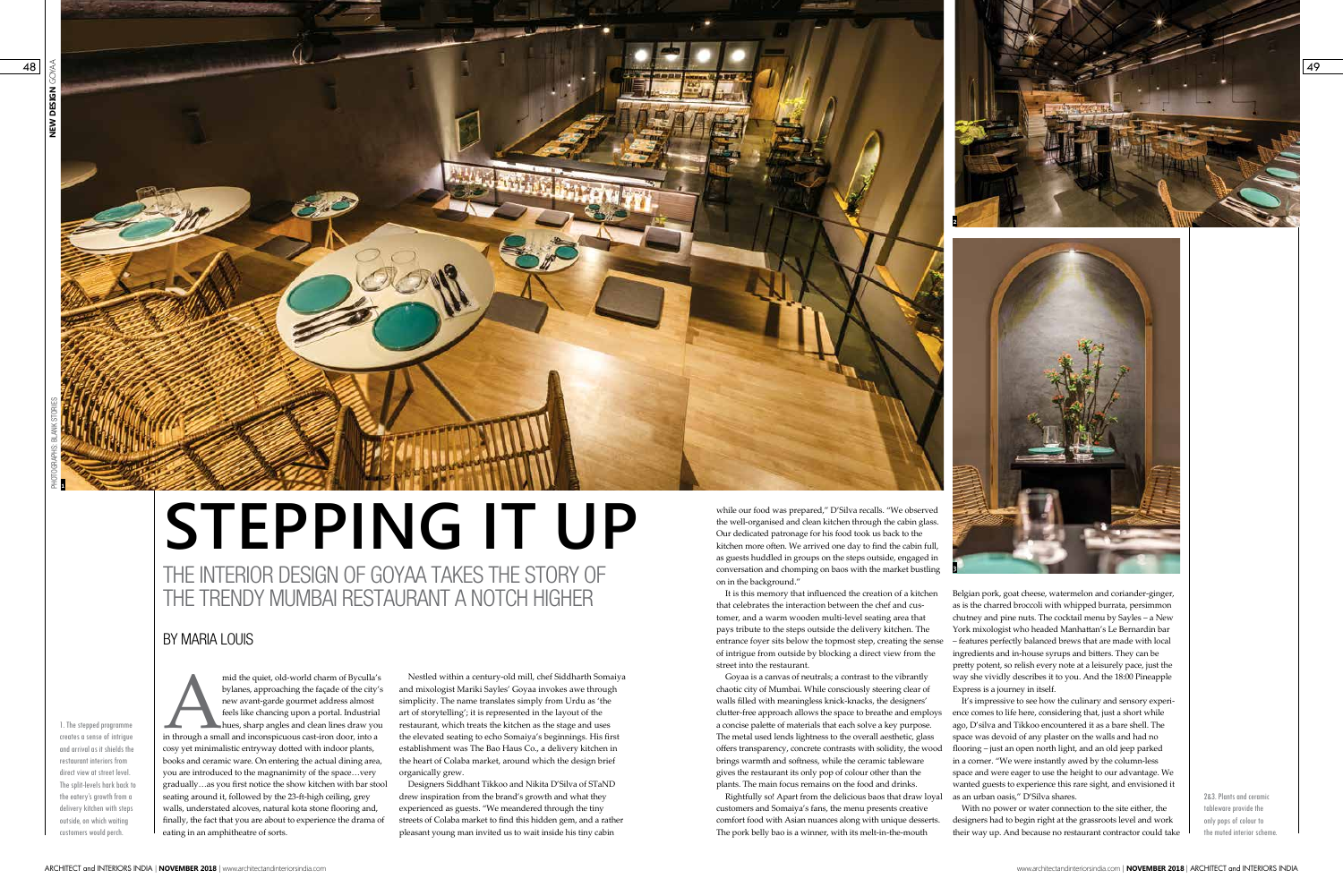# STEPPING IT UP

## THE INTERIOR DESIGN OF GOYAA TAKES THE STORY OF THE TRENDY MUMBAI RESTAURANT A NOTCH HIGHER

BY MARIA LOUIS

PHOTOGRAPHS: BLANK STORIES

1. The stepped programme creates a sense of intrigue and arrival as it shields the restaurant interiors from direct view at street level. The split-levels hark back to the eatery's growth from a delivery kitchen with steps outside, on which waiting customers would perch.

Amid the quiet, old-world charm of Byculla's bylanes, approaching the façade of the city's new avant-garde gourmet address almost feels like chancing upon a portal. Industrial hues, sharp angles and clean lines draw you in through a small and inconspicuous cast-iron door, into a cosy yet minimalistic entryway dotted with indoor plants, books and ceramic ware. On entering the actual dining area, you are introduced to the magnanimity of the space…very gradually…as you first notice the show kitchen with bar stool seating around it, followed by the 23-ft-high ceiling, grey walls, understated alcoves, natural kota stone flooring and, finally, the fact that you are about to experience the drama of eating in an amphitheatre of sorts.

Nestled within a century-old mill, chef Siddharth Somaiya and mixologist Mariki Sayles' Goyaa invokes awe through simplicity. The name translates simply from Urdu as 'the art of storytelling'; it is represented in the layout of the restaurant, which treats the kitchen as the stage and uses the elevated seating to echo Somaiya's beginnings. His first establishment was The Bao Haus Co., a delivery kitchen in the heart of Colaba market, around which the design brief organically grew.

Designers Siddhant Tikkoo and Nikita D'Silva of STaND drew inspiration from the brand's growth and what they experienced as guests. "We meandered through the tiny streets of Colaba market to find this hidden gem, and a rather pleasant young man invited us to wait inside his tiny cabin while our food was prepared," D'Silva recalls. "We observed the well-organised and clean kitchen through the cabin glass. Our dedicated patronage for his food took us back to the kitchen more often. We arrived one day to find the cabin full, as guests huddled in groups on the steps outside, engaged in conversation and chomping on baos with the market bustling on in the background."

It is this memory that influenced the creation of a kitchen that celebrates the interaction between the chef and customer, and a warm wooden multi-level seating area that pays tribute to the steps outside the delivery kitchen. The entrance foyer sits below the topmost step, creating the sense of intrigue from outside by blocking a direct view from the street into the restaurant.

Goyaa is a canvas of neutrals; a contrast to the vibrantly chaotic city of Mumbai. While consciously steering clear of walls filled with meaningless knick-knacks, the designers' clutter-free approach allows the space to breathe and employs a concise palette of materials that each solve a key purpose. The metal used lends lightness to the overall aesthetic, glass offers transparency, concrete contrasts with solidity, the wood brings warmth and softness, while the ceramic tableware gives the restaurant its only pop of colour other than the plants. The main focus remains on the food and drinks.

Rightfully so! Apart from the delicious baos that draw loyal customers and Somaiya's fans, the menu presents creative comfort food with Asian nuances along with unique desserts. The pork belly bao is a winner, with its melt-in-the-mouth Belgian pork, goat cheese, watermelon and coriander-ginger, as is the charred broccoli with whipped burrata, persimmon chutney and pine nuts. The cocktail menu by Sayles – a New York mixologist who headed Manhattan's Le Bernardin bar – features perfectly balanced brews that are made with local ingredients and in-house syrups and bitters. They can be pretty potent, so relish every note at a leisurely pace, just the way she vividly describes it to you. And the 18:00 Pineapple Express is a journey in itself.

It's impressive to see how the culinary and sensory experience comes to life here, considering that, just a short while ago, D'silva and Tikkoo encountered it as a bare shell. The space was devoid of any plaster on the walls and had no flooring – just an open north light, and an old jeep parked in a corner. "We were instantly awed by the column-less space and were eager to use the height to our advantage. We wanted guests to experience this rare sight, and envisioned it as an urban oasis," D'Silva shares.

With no power or water connection to the site either, the designers had to begin right at the grassroots level and work their way up. And because no restaurant contractor could take

2&3. Plants and ceramic tableware provide the only pops of colour to the muted interior scheme.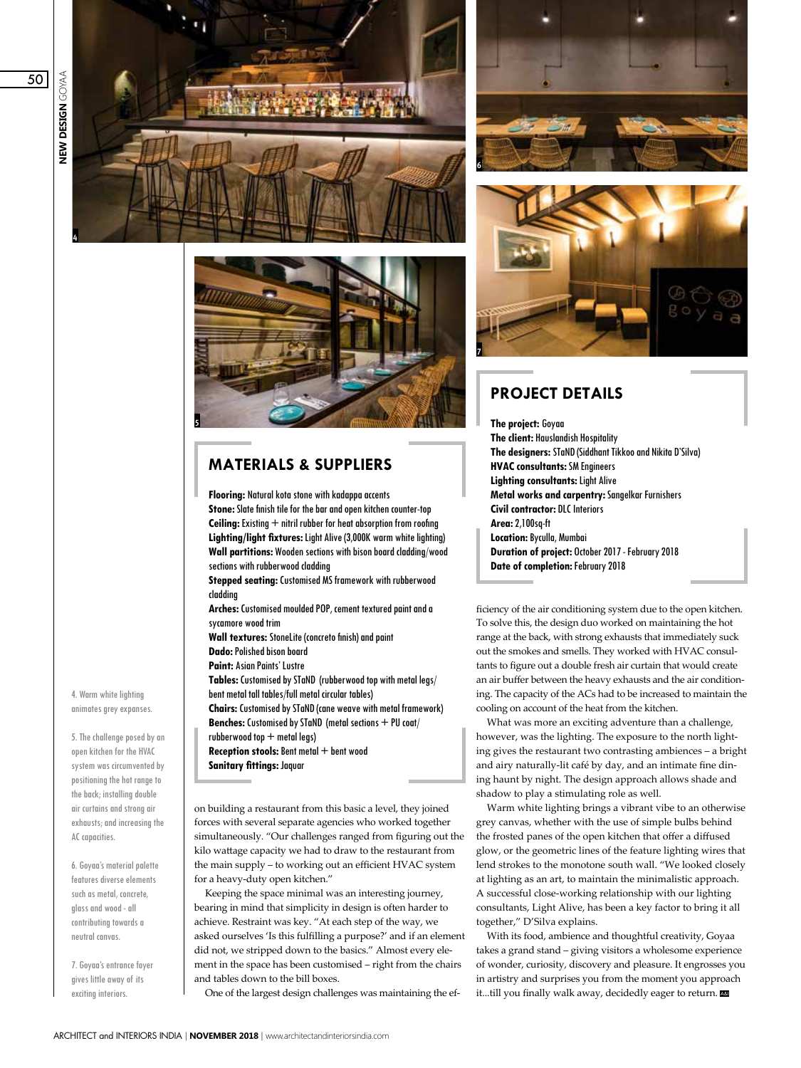## MATERIALS & SUPPLIERS

**Flooring:** Natural kota stone with kadappa accents
**Stone:** Slate finish tile for the bar and open kitchen counter-top
**Ceiling:** Existing + nitril rubber for heat absorption from roofing
**Lighting/light fixtures:** Light Alive (3,000K warm white lighting)
**Wall partitions:** Wooden sections with bison board cladding/wood sections with rubberwood cladding
**Stepped seating:** Customised MS framework with rubberwood cladding
**Arches:** Customised moulded POP, cement textured paint and a sycamore wood trim
**Wall textures:** StoneLite (concreto finish) and paint
**Dado:** Polished bison board
**Paint:** Asian Paints' Lustre
**Tables:** Customised by STaND (rubberwood top with metal legs/bent metal tall tables/full metal circular tables)
**Chairs:** Customised by STaND (cane weave with metal framework)
**Benches:** Customised by STaND (metal sections + PU coat/rubberwood top + metal legs)
**Reception stools:** Bent metal + bent wood
**Sanitary fittings:** Jaquar

## PROJECT DETAILS

**The project:** Goyaa
**The client:** Hauslandish Hospitality
**The designers:** STaND (Siddhant Tikkoo and Nikita D'Silva)
**HVAC consultants:** SM Engineers
**Lighting consultants:** Light Alive
**Metal works and carpentry:** Sangelkar Furnishers
**Civil contractor:** DLC Interiors
**Area:** 2,100sq-ft
**Location:** Byculla, Mumbai
**Duration of project:** October 2017 - February 2018
**Date of completion:** February 2018

4. Warm white lighting animates grey expanses.

5. The challenge posed by an open kitchen for the HVAC system was circumvented by positioning the hot range to the back; installing double air curtains and strong air exhausts; and increasing the AC capacities.

6. Goyaa's material palette features diverse elements such as metal, concrete, glass and wood - all contributing towards a neutral canvas.

7. Goyaa's entrance foyer gives little away of its exciting interiors.

on building a restaurant from this basic a level, they joined forces with several separate agencies who worked together simultaneously. "Our challenges ranged from figuring out the kilo wattage capacity we had to draw to the restaurant from the main supply – to working out an efficient HVAC system for a heavy-duty open kitchen."

Keeping the space minimal was an interesting journey, bearing in mind that simplicity in design is often harder to achieve. Restraint was key. "At each step of the way, we asked ourselves 'Is this fulfilling a purpose?' and if an element did not, we stripped down to the basics." Almost every element in the space has been customised – right from the chairs and tables down to the bill boxes.

One of the largest design challenges was maintaining the efficiency of the air conditioning system due to the open kitchen. To solve this, the design duo worked on maintaining the hot range at the back, with strong exhausts that immediately suck out the smokes and smells. They worked with HVAC consultants to figure out a double fresh air curtain that would create an air buffer between the heavy exhausts and the air conditioning. The capacity of the ACs had to be increased to maintain the cooling on account of the heat from the kitchen.

What was more an exciting adventure than a challenge, however, was the lighting. The exposure to the north lighting gives the restaurant two contrasting ambiences – a bright and airy naturally-lit café by day, and an intimate fine dining haunt by night. The design approach allows shade and shadow to play a stimulating role as well.

Warm white lighting brings a vibrant vibe to an otherwise grey canvas, whether with the use of simple bulbs behind the frosted panes of the open kitchen that offer a diffused glow, or the geometric lines of the feature lighting wires that lend strokes to the monotone south wall. "We looked closely at lighting as an art, to maintain the minimalistic approach. A successful close-working relationship with our lighting consultants, Light Alive, has been a key factor to bring it all together," D'Silva explains.

With its food, ambience and thoughtful creativity, Goyaa takes a grand stand – giving visitors a wholesome experience of wonder, curiosity, discovery and pleasure. It engrosses you in artistry and surprises you from the moment you approach it...till you finally walk away, decidedly eager to return.